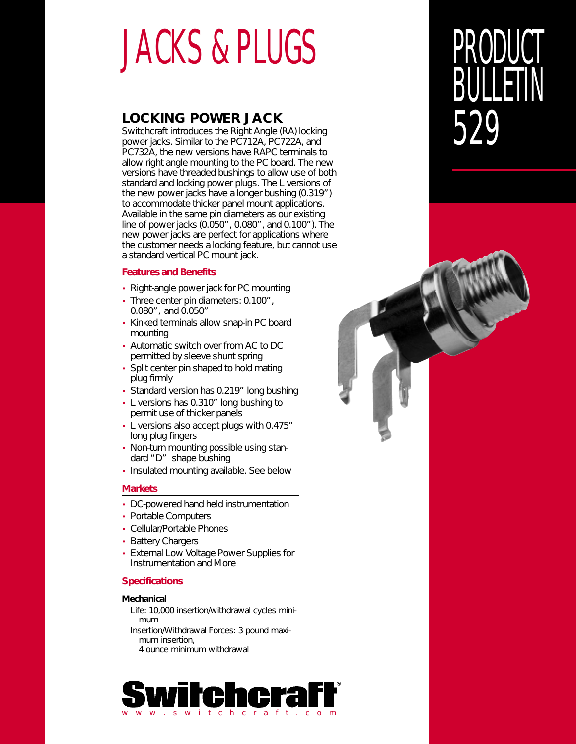# JACKS & PLUGS

# PRODUCT BULLETIN 529

## LOCKING POWER JACK

Switchcraft introduces the Right Angle (RA) locking power jacks. Similar to the PC712A, PC722A, and PC732A, the new versions have RAPC terminals to allow right angle mounting to the PC board. The new versions have threaded bushings to allow use of both standard and locking power plugs. The L versions of the new power jacks have a longer bushing (0.319") to accommodate thicker panel mount applications. Available in the same pin diameters as our existing line of power jacks (0.050", 0.080", and 0.100"). The new power jacks are perfect for applications where the customer needs a locking feature, but cannot use a standard vertical PC mount jack.

### Features and Benefits

- Right-angle power jack for PC mounting
- Three center pin diameters: 0.100", 0.080", and 0.050"
- Kinked terminals allow snap-in PC board mounting
- Automatic switch over from AC to DC permitted by sleeve shunt spring
- Split center pin shaped to hold mating plug firmly
- Standard version has 0.219" long bushing
- L versions has 0.310" long bushing to permit use of thicker panels
- L versions also accept plugs with 0.475" long plug fingers
- Non-turn mounting possible using standard "D" shape bushing
- Insulated mounting available. See below

### Markets

- DC-powered hand held instrumentation
- Portable Computers
- Cellular/Portable Phones
- Battery Chargers
- External Low Voltage Power Supplies for Instrumentation and More

### Specifications

**Mechanical**

Life: 10,000 insertion/withdrawal cycles minimum

Insertion/Withdrawal Forces: 3 pound maximum insertion,
4 ounce minimum withdrawal

**Switchcraft®**
www.switchcraft.com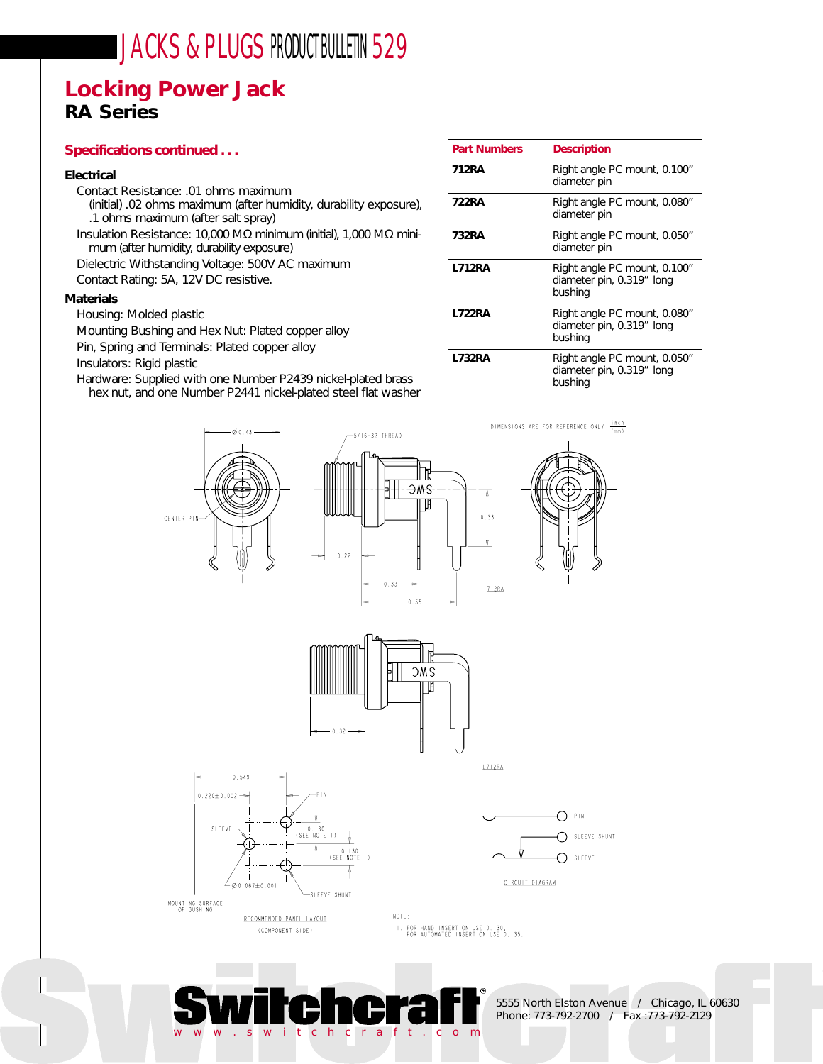# Locking Power Jack

## RA Series

### Specifications continued . . .

**Electrical**

Contact Resistance: .01 ohms maximum (initial) .02 ohms maximum (after humidity, durability exposure), .1 ohms maximum (after salt spray)

Insulation Resistance: 10,000 MΩ minimum (initial), 1,000 MΩ minimum (after humidity, durability exposure)

Dielectric Withstanding Voltage: 500V AC maximum

Contact Rating: 5A, 12V DC resistive.

**Materials**

Housing: Molded plastic

Mounting Bushing and Hex Nut: Plated copper alloy

Pin, Spring and Terminals: Plated copper alloy

Insulators: Rigid plastic

Hardware: Supplied with one Number P2439 nickel-plated brass hex nut, and one Number P2441 nickel-plated steel flat washer

| Part Numbers | Description |
|---|---|
| **712RA** | Right angle PC mount, 0.100” diameter pin |
| **722RA** | Right angle PC mount, 0.080” diameter pin |
| **732RA** | Right angle PC mount, 0.050” diameter pin |
| **L712RA** | Right angle PC mount, 0.100” diameter pin, 0.319” long bushing |
| **L722RA** | Right angle PC mount, 0.080” diameter pin, 0.319” long bushing |
| **L732RA** | Right angle PC mount, 0.050” diameter pin, 0.319” long bushing |

DIMENSIONS ARE FOR REFERENCE ONLY inch/(mm)

Ø0.43

5/16-32 THREAD

CENTER PIN

0.33

0.22

0.33

0.55

712RA

0.32

L712RA

0.549

0.220±0.002

PIN

SLEEVE

0.130 (SEE NOTE 1)

0.130 (SEE NOTE 1)

Ø0.067±0.001

SLEEVE SHUNT

MOUNTING SURFACE OF BUSHING

RECOMMENDED PANEL LAYOUT (COMPONENT SIDE)

PIN

SLEEVE SHUNT

SLEEVE

CIRCUIT DIAGRAM

NOTE:
1. FOR HAND INSERTION USE 0.130, FOR AUTOMATED INSERTION USE 0.135.

Switchcraft® www.switchcraft.com

5555 North Elston Avenue / Chicago, IL 60630
Phone: 773-792-2700 / Fax :773-792-2129